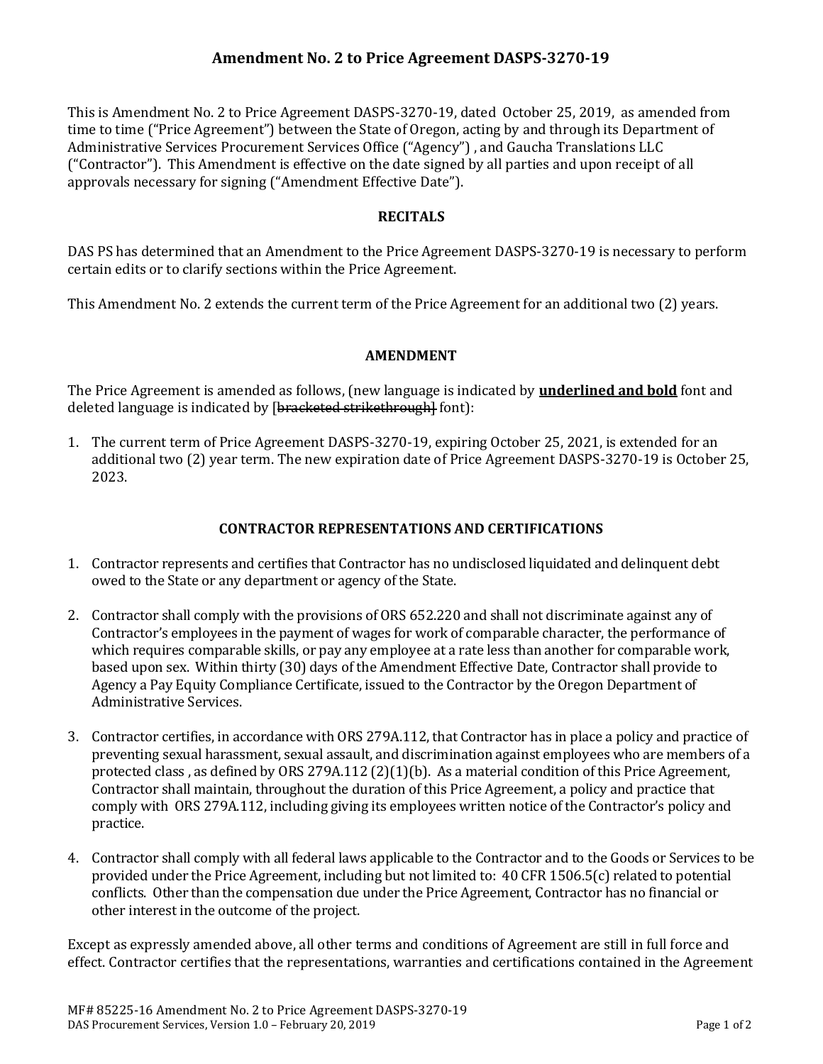# Amendment No. 2 to Price Agreement DASPS-3270-19

This is Amendment No. 2 to Price Agreement DASPS-3270-19, dated October 25, 2019, as amended from time to time ("Price Agreement") between the State of Oregon, acting by and through its Department of Administrative Services Procurement Services Office ("Agency") , and Gaucha Translations LLC ("Contractor"). This Amendment is effective on the date signed by all parties and upon receipt of all approvals necessary for signing ("Amendment Effective Date").

## RECITALS

DAS PS has determined that an Amendment to the Price Agreement DASPS-3270-19 is necessary to perform certain edits or to clarify sections within the Price Agreement.

This Amendment No. 2 extends the current term of the Price Agreement for an additional two (2) years.

## AMENDMENT

The Price Agreement is amended as follows, (new language is indicated by **underlined and bold** font and deleted language is indicated by [~~bracketed strikethrough]~~ font):

1. The current term of Price Agreement DASPS-3270-19, expiring October 25, 2021, is extended for an additional two (2) year term. The new expiration date of Price Agreement DASPS-3270-19 is October 25, 2023.

## CONTRACTOR REPRESENTATIONS AND CERTIFICATIONS

1. Contractor represents and certifies that Contractor has no undisclosed liquidated and delinquent debt owed to the State or any department or agency of the State.

2. Contractor shall comply with the provisions of ORS 652.220 and shall not discriminate against any of Contractor's employees in the payment of wages for work of comparable character, the performance of which requires comparable skills, or pay any employee at a rate less than another for comparable work, based upon sex. Within thirty (30) days of the Amendment Effective Date, Contractor shall provide to Agency a Pay Equity Compliance Certificate, issued to the Contractor by the Oregon Department of Administrative Services.

3. Contractor certifies, in accordance with ORS 279A.112, that Contractor has in place a policy and practice of preventing sexual harassment, sexual assault, and discrimination against employees who are members of a protected class , as defined by ORS 279A.112 (2)(1)(b). As a material condition of this Price Agreement, Contractor shall maintain, throughout the duration of this Price Agreement, a policy and practice that comply with ORS 279A.112, including giving its employees written notice of the Contractor's policy and practice.

4. Contractor shall comply with all federal laws applicable to the Contractor and to the Goods or Services to be provided under the Price Agreement, including but not limited to: 40 CFR 1506.5(c) related to potential conflicts. Other than the compensation due under the Price Agreement, Contractor has no financial or other interest in the outcome of the project.

Except as expressly amended above, all other terms and conditions of Agreement are still in full force and effect. Contractor certifies that the representations, warranties and certifications contained in the Agreement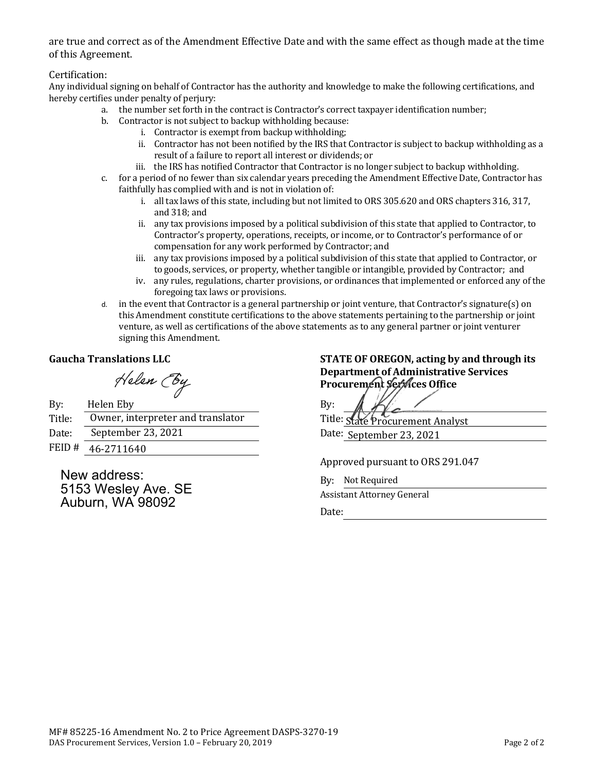are true and correct as of the Amendment Effective Date and with the same effect as though made at the time of this Agreement.

Certification:

Any individual signing on behalf of Contractor has the authority and knowledge to make the following certifications, and hereby certifies under penalty of perjury:

a. the number set forth in the contract is Contractor's correct taxpayer identification number;
b. Contractor is not subject to backup withholding because:
   i. Contractor is exempt from backup withholding;
   ii. Contractor has not been notified by the IRS that Contractor is subject to backup withholding as a result of a failure to report all interest or dividends; or
   iii. the IRS has notified Contractor that Contractor is no longer subject to backup withholding.
c. for a period of no fewer than six calendar years preceding the Amendment Effective Date, Contractor has faithfully has complied with and is not in violation of:
   i. all tax laws of this state, including but not limited to ORS 305.620 and ORS chapters 316, 317, and 318; and
   ii. any tax provisions imposed by a political subdivision of this state that applied to Contractor, to Contractor's property, operations, receipts, or income, or to Contractor's performance of or compensation for any work performed by Contractor; and
   iii. any tax provisions imposed by a political subdivision of this state that applied to Contractor, or to goods, services, or property, whether tangible or intangible, provided by Contractor; and
   iv. any rules, regulations, charter provisions, or ordinances that implemented or enforced any of the foregoing tax laws or provisions.
d. in the event that Contractor is a general partnership or joint venture, that Contractor's signature(s) on this Amendment constitute certifications to the above statements pertaining to the partnership or joint venture, as well as certifications of the above statements as to any general partner or joint venturer signing this Amendment.

**Gaucha Translations LLC**

Helen Eby

By: Helen Eby
Title: Owner, interpreter and translator
Date: September 23, 2021
FEID # 46-2711640

New address:
5153 Wesley Ave. SE
Auburn, WA 98092

**STATE OF OREGON, acting by and through its Department of Administrative Services Procurement Services Office**

By:
Title: State Procurement Analyst
Date: September 23, 2021

Approved pursuant to ORS 291.047

By: Not Required
Assistant Attorney General

Date:

MF# 85225-16 Amendment No. 2 to Price Agreement DASPS-3270-19
DAS Procurement Services, Version 1.0 – February 20, 2019